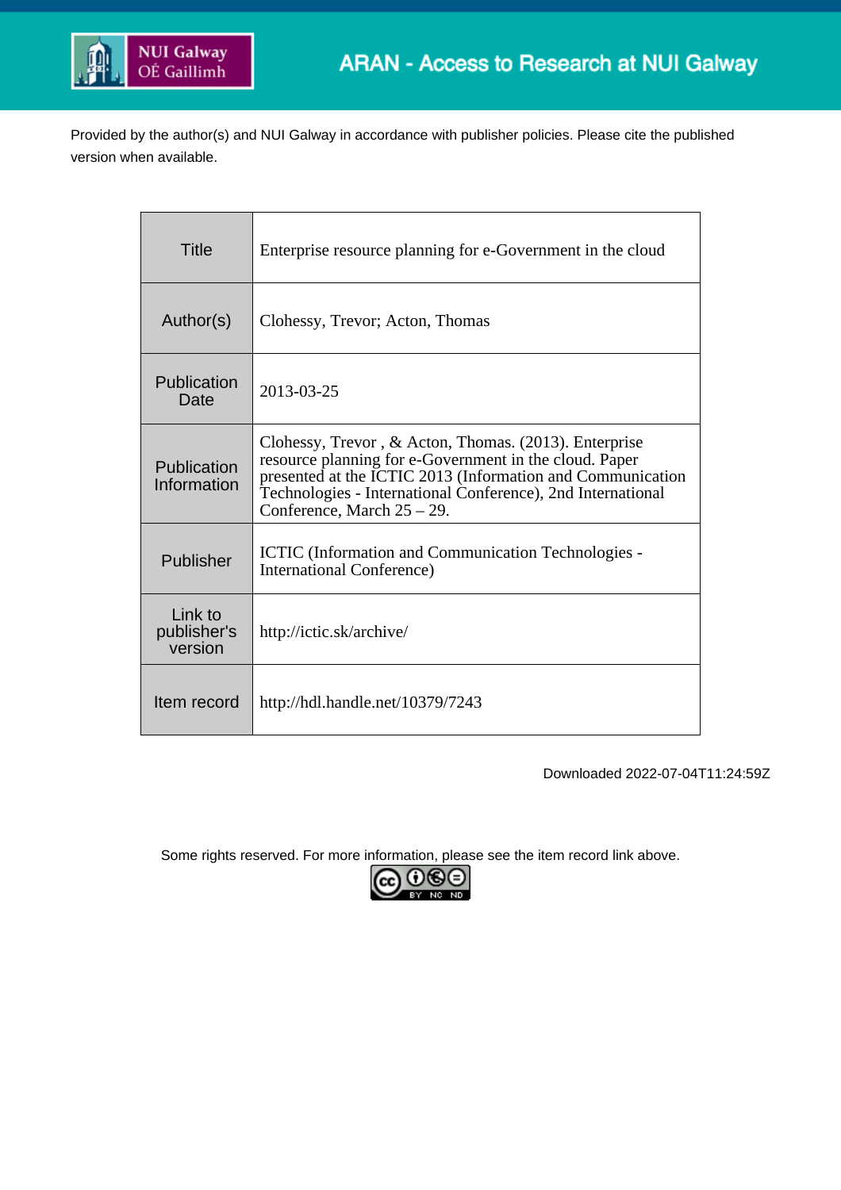NUI Galway
OÉ Gaillimh

ARAN - Access to Research at NUI Galway

Provided by the author(s) and NUI Galway in accordance with publisher policies. Please cite the published version when available.

| | |
|---|---|
| Title | Enterprise resource planning for e-Government in the cloud |
| Author(s) | Clohessy, Trevor; Acton, Thomas |
| Publication Date | 2013-03-25 |
| Publication Information | Clohessy, Trevor , & Acton, Thomas. (2013). Enterprise resource planning for e-Government in the cloud. Paper presented at the ICTIC 2013 (Information and Communication Technologies - International Conference), 2nd International Conference, March 25 – 29. |
| Publisher | ICTIC (Information and Communication Technologies - International Conference) |
| Link to publisher's version | http://ictic.sk/archive/ |
| Item record | http://hdl.handle.net/10379/7243 |

Downloaded 2022-07-04T11:24:59Z

Some rights reserved. For more information, please see the item record link above.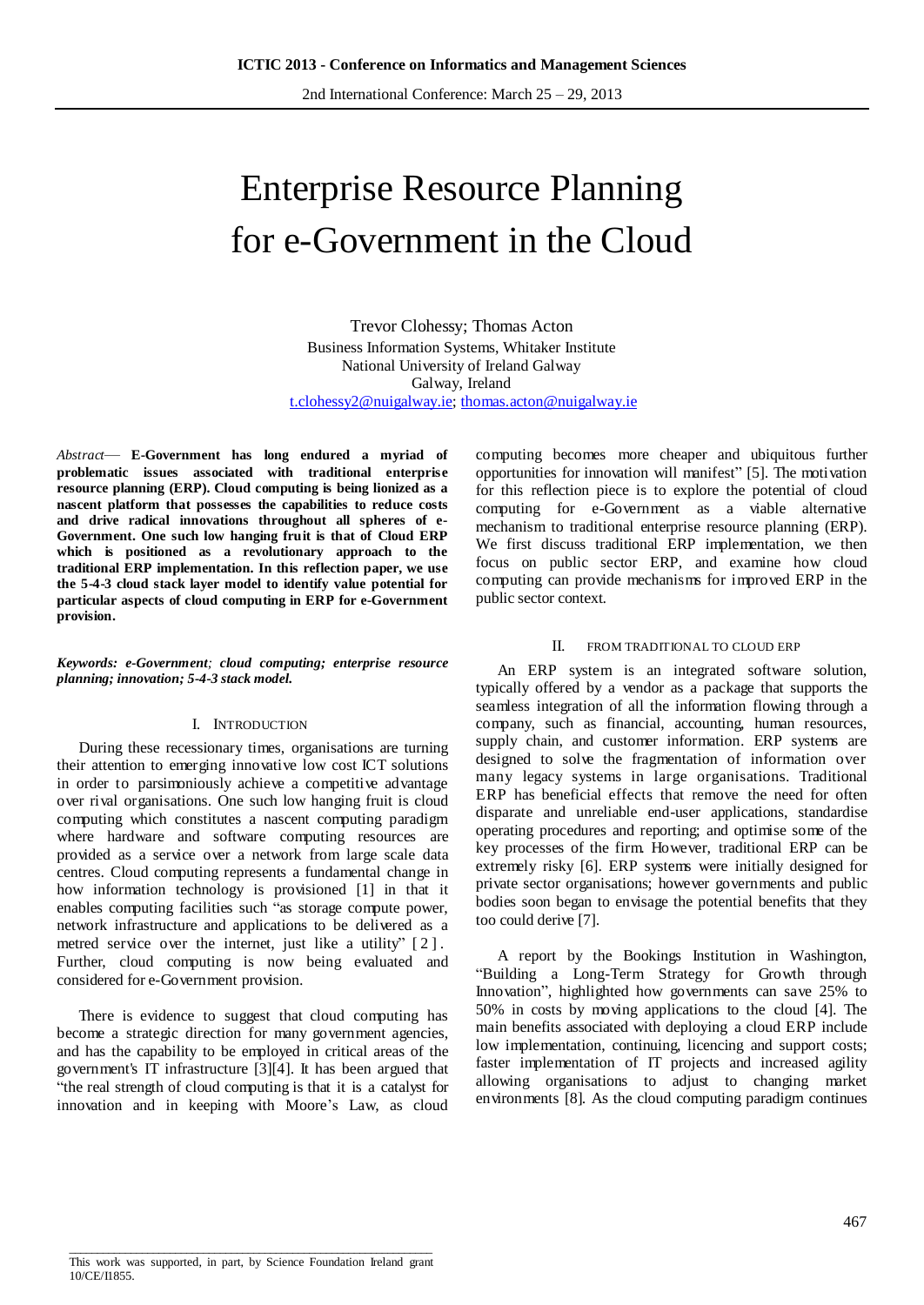# Enterprise Resource Planning for e-Government in the Cloud

Trevor Clohessy; Thomas Acton
Business Information Systems, Whitaker Institute
National University of Ireland Galway
Galway, Ireland
t.clohessy2@nuigalway.ie; thomas.acton@nuigalway.ie

*Abstract*— **E-Government has long endured a myriad of problematic issues associated with traditional enterprise resource planning (ERP). Cloud computing is being lionized as a nascent platform that possesses the capabilities to reduce costs and drive radical innovations throughout all spheres of e-Government. One such low hanging fruit is that of Cloud ERP which is positioned as a revolutionary approach to the traditional ERP implementation. In this reflection paper, we use the 5-4-3 cloud stack layer model to identify value potential for particular aspects of cloud computing in ERP for e-Government provision.**

***Keywords: e-Government; cloud computing; enterprise resource planning; innovation; 5-4-3 stack model.***

## I. INTRODUCTION

During these recessionary times, organisations are turning their attention to emerging innovative low cost ICT solutions in order to parsimoniously achieve a competitive advantage over rival organisations. One such low hanging fruit is cloud computing which constitutes a nascent computing paradigm where hardware and software computing resources are provided as a service over a network from large scale data centres. Cloud computing represents a fundamental change in how information technology is provisioned [1] in that it enables computing facilities such "as storage compute power, network infrastructure and applications to be delivered as a metred service over the internet, just like a utility" [2]. Further, cloud computing is now being evaluated and considered for e-Government provision.

There is evidence to suggest that cloud computing has become a strategic direction for many government agencies, and has the capability to be employed in critical areas of the government's IT infrastructure [3][4]. It has been argued that "the real strength of cloud computing is that it is a catalyst for innovation and in keeping with Moore's Law, as cloud computing becomes more cheaper and ubiquitous further opportunities for innovation will manifest" [5]. The motivation for this reflection piece is to explore the potential of cloud computing for e-Government as a viable alternative mechanism to traditional enterprise resource planning (ERP). We first discuss traditional ERP implementation, we then focus on public sector ERP, and examine how cloud computing can provide mechanisms for improved ERP in the public sector context.

## II. FROM TRADITIONAL TO CLOUD ERP

An ERP system is an integrated software solution, typically offered by a vendor as a package that supports the seamless integration of all the information flowing through a company, such as financial, accounting, human resources, supply chain, and customer information. ERP systems are designed to solve the fragmentation of information over many legacy systems in large organisations. Traditional ERP has beneficial effects that remove the need for often disparate and unreliable end-user applications, standardise operating procedures and reporting; and optimise some of the key processes of the firm. However, traditional ERP can be extremely risky [6]. ERP systems were initially designed for private sector organisations; however governments and public bodies soon began to envisage the potential benefits that they too could derive [7].

A report by the Bookings Institution in Washington, "Building a Long-Term Strategy for Growth through Innovation", highlighted how governments can save 25% to 50% in costs by moving applications to the cloud [4]. The main benefits associated with deploying a cloud ERP include low implementation, continuing, licencing and support costs; faster implementation of IT projects and increased agility allowing organisations to adjust to changing market environments [8]. As the cloud computing paradigm continues

This work was supported, in part, by Science Foundation Ireland grant 10/CE/I1855.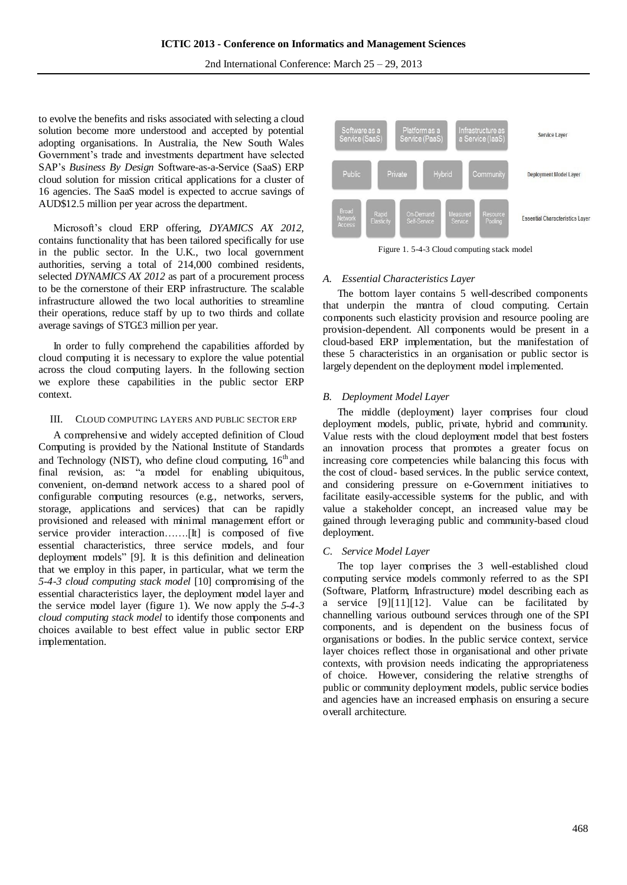to evolve the benefits and risks associated with selecting a cloud solution become more understood and accepted by potential adopting organisations. In Australia, the New South Wales Government's trade and investments department have selected SAP's *Business By Design* Software-as-a-Service (SaaS) ERP cloud solution for mission critical applications for a cluster of 16 agencies. The SaaS model is expected to accrue savings of AUD$12.5 million per year across the department.

Microsoft's cloud ERP offering, *DYAMICS AX 2012,* contains functionality that has been tailored specifically for use in the public sector. In the U.K., two local government authorities, serving a total of 214,000 combined residents, selected *DYNAMICS AX 2012* as part of a procurement process to be the cornerstone of their ERP infrastructure. The scalable infrastructure allowed the two local authorities to streamline their operations, reduce staff by up to two thirds and collate average savings of STG£3 million per year.

In order to fully comprehend the capabilities afforded by cloud computing it is necessary to explore the value potential across the cloud computing layers. In the following section we explore these capabilities in the public sector ERP context.

## III. CLOUD COMPUTING LAYERS AND PUBLIC SECTOR ERP

A comprehensive and widely accepted definition of Cloud Computing is provided by the National Institute of Standards and Technology (NIST), who define cloud computing, 16th and final revision, as: "a model for enabling ubiquitous, convenient, on-demand network access to a shared pool of configurable computing resources (e.g., networks, servers, storage, applications and services) that can be rapidly provisioned and released with minimal management effort or service provider interaction…….[It] is composed of five essential characteristics, three service models, and four deployment models" [9]. It is this definition and delineation that we employ in this paper, in particular, what we term the *5-4-3 cloud computing stack model* [10] compromising of the essential characteristics layer, the deployment model layer and the service model layer (figure 1). We now apply the *5-4-3 cloud computing stack model* to identify those components and choices available to best effect value in public sector ERP implementation.

| | | | | | Layer |
|---|---|---|---|---|---|
| Software as a Service (SaaS) | Platform as a Service (PaaS) | Infrastructure as a Service (IaaS) | | | Service Layer |
| Public | Private | Hybrid | Community | | Deployment Model Layer |
| Broad Network Access | Rapid Elasticity | On-Demand Self-Service | Measured Service | Resource Pooling | Essential Characteristics Layer |

Figure 1. 5-4-3 Cloud computing stack model

### A. Essential Characteristics Layer

The bottom layer contains 5 well-described components that underpin the mantra of cloud computing. Certain components such elasticity provision and resource pooling are provision-dependent. All components would be present in a cloud-based ERP implementation, but the manifestation of these 5 characteristics in an organisation or public sector is largely dependent on the deployment model implemented.

### B. Deployment Model Layer

The middle (deployment) layer comprises four cloud deployment models, public, private, hybrid and community. Value rests with the cloud deployment model that best fosters an innovation process that promotes a greater focus on increasing core competencies while balancing this focus with the cost of cloud- based services. In the public service context, and considering pressure on e-Government initiatives to facilitate easily-accessible systems for the public, and with value a stakeholder concept, an increased value may be gained through leveraging public and community-based cloud deployment.

### C. Service Model Layer

The top layer comprises the 3 well-established cloud computing service models commonly referred to as the SPI (Software, Platform, Infrastructure) model describing each as a service [9][11][12]. Value can be facilitated by channelling various outbound services through one of the SPI components, and is dependent on the business focus of organisations or bodies. In the public service context, service layer choices reflect those in organisational and other private contexts, with provision needs indicating the appropriateness of choice. However, considering the relative strengths of public or community deployment models, public service bodies and agencies have an increased emphasis on ensuring a secure overall architecture.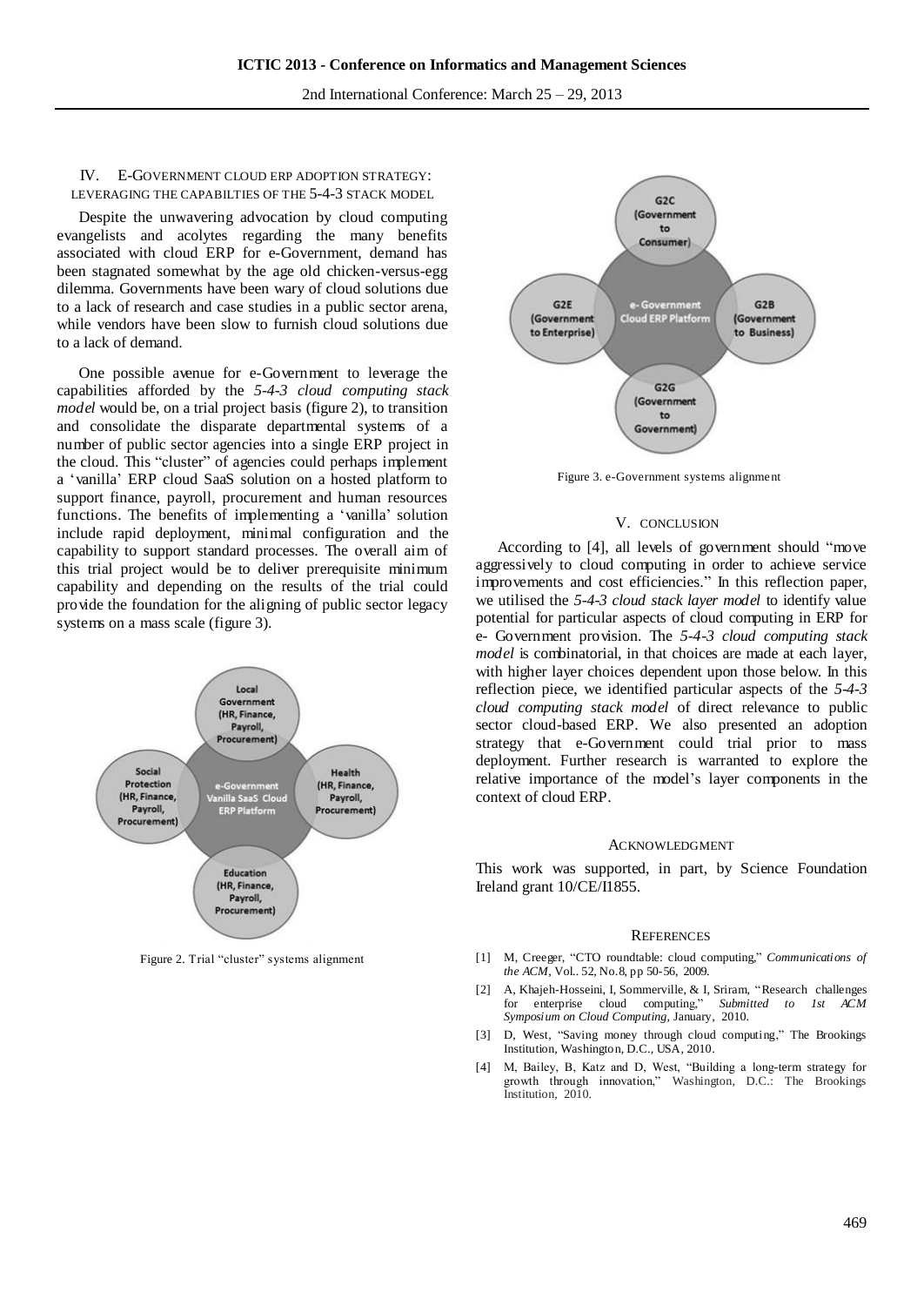## IV. E-GOVERNMENT CLOUD ERP ADOPTION STRATEGY: LEVERAGING THE CAPABILTIES OF THE 5-4-3 STACK MODEL

Despite the unwavering advocation by cloud computing evangelists and acolytes regarding the many benefits associated with cloud ERP for e-Government, demand has been stagnated somewhat by the age old chicken-versus-egg dilemma. Governments have been wary of cloud solutions due to a lack of research and case studies in a public sector arena, while vendors have been slow to furnish cloud solutions due to a lack of demand.

One possible avenue for e-Government to leverage the capabilities afforded by the *5-4-3 cloud computing stack model* would be, on a trial project basis (figure 2), to transition and consolidate the disparate departmental systems of a number of public sector agencies into a single ERP project in the cloud. This "cluster" of agencies could perhaps implement a 'vanilla' ERP cloud SaaS solution on a hosted platform to support finance, payroll, procurement and human resources functions. The benefits of implementing a 'vanilla' solution include rapid deployment, minimal configuration and the capability to support standard processes. The overall aim of this trial project would be to deliver prerequisite minimum capability and depending on the results of the trial could provide the foundation for the aligning of public sector legacy systems on a mass scale (figure 3).

Figure 2. Trial "cluster" systems alignment

Figure 3. e-Government systems alignment

## V. CONCLUSION

According to [4], all levels of government should "move aggressively to cloud computing in order to achieve service improvements and cost efficiencies." In this reflection paper, we utilised the *5-4-3 cloud stack layer model* to identify value potential for particular aspects of cloud computing in ERP for e- Government provision. The *5-4-3 cloud computing stack model* is combinatorial, in that choices are made at each layer, with higher layer choices dependent upon those below. In this reflection piece, we identified particular aspects of the *5-4-3 cloud computing stack model* of direct relevance to public sector cloud-based ERP. We also presented an adoption strategy that e-Government could trial prior to mass deployment. Further research is warranted to explore the relative importance of the model's layer components in the context of cloud ERP.

## ACKNOWLEDGMENT

This work was supported, in part, by Science Foundation Ireland grant 10/CE/I1855.

## REFERENCES

[1] M, Creeger, "CTO roundtable: cloud computing," *Communications of the ACM*, Vol.. 52, No.8, pp 50-56, 2009.

[2] A, Khajeh-Hosseini, I, Sommerville, & I, Sriram, "Research challenges for enterprise cloud computing," *Submitted to 1st ACM Symposium on Cloud Computing*, January, 2010.

[3] D, West, "Saving money through cloud computing," The Brookings Institution, Washington, D.C., USA, 2010.

[4] M, Bailey, B, Katz and D, West, "Building a long-term strategy for growth through innovation," Washington, D.C.: The Brookings Institution, 2010.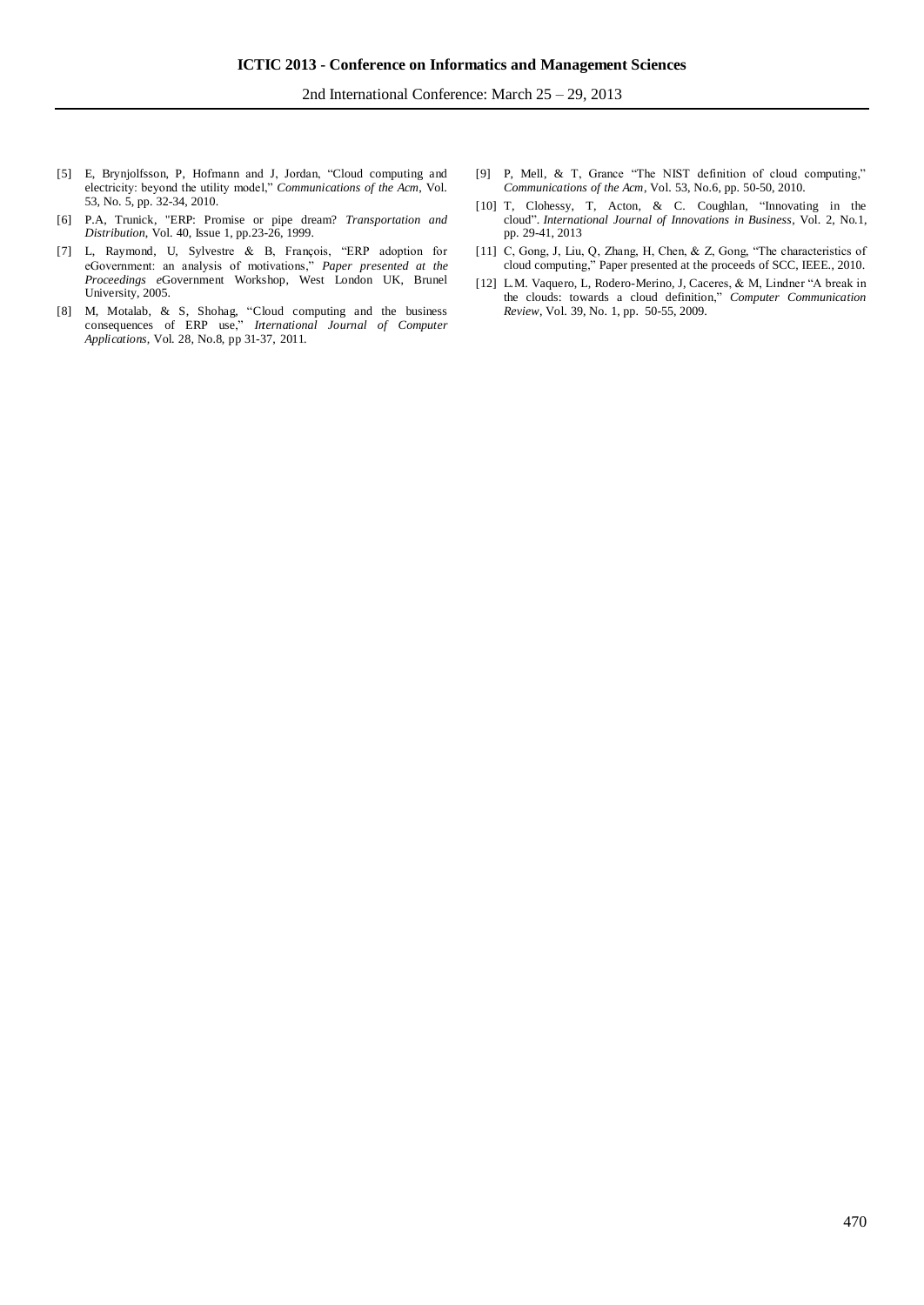[5] E, Brynjolfsson, P, Hofmann and J, Jordan, "Cloud computing and electricity: beyond the utility model," *Communications of the Acm*, Vol. 53, No. 5, pp. 32-34, 2010.

[6] P.A, Trunick, "ERP: Promise or pipe dream? *Transportation and Distribution*, Vol. 40, Issue 1, pp.23-26, 1999.

[7] L, Raymond, U, Sylvestre & B, François, "ERP adoption for eGovernment: an analysis of motivations," *Paper presented at the Proceedings e*Government Workshop, West London UK, Brunel University, 2005.

[8] M, Motalab, & S, Shohag, "Cloud computing and the business consequences of ERP use," *International Journal of Computer Applications*, Vol. 28, No.8, pp 31-37, 2011.

[9] P, Mell, & T, Grance "The NIST definition of cloud computing," *Communications of the Acm*, Vol. 53, No.6, pp. 50-50, 2010.

[10] T, Clohessy, T, Acton, & C. Coughlan, "Innovating in the cloud". *International Journal of Innovations in Business*, Vol. 2, No.1, pp. 29-41, 2013

[11] C, Gong, J, Liu, Q, Zhang, H, Chen, & Z, Gong, "The characteristics of cloud computing," Paper presented at the proceeds of SCC, IEEE., 2010.

[12] L.M. Vaquero, L, Rodero-Merino, J, Caceres, & M, Lindner "A break in the clouds: towards a cloud definition," *Computer Communication Review*, Vol. 39, No. 1, pp. 50-55, 2009.